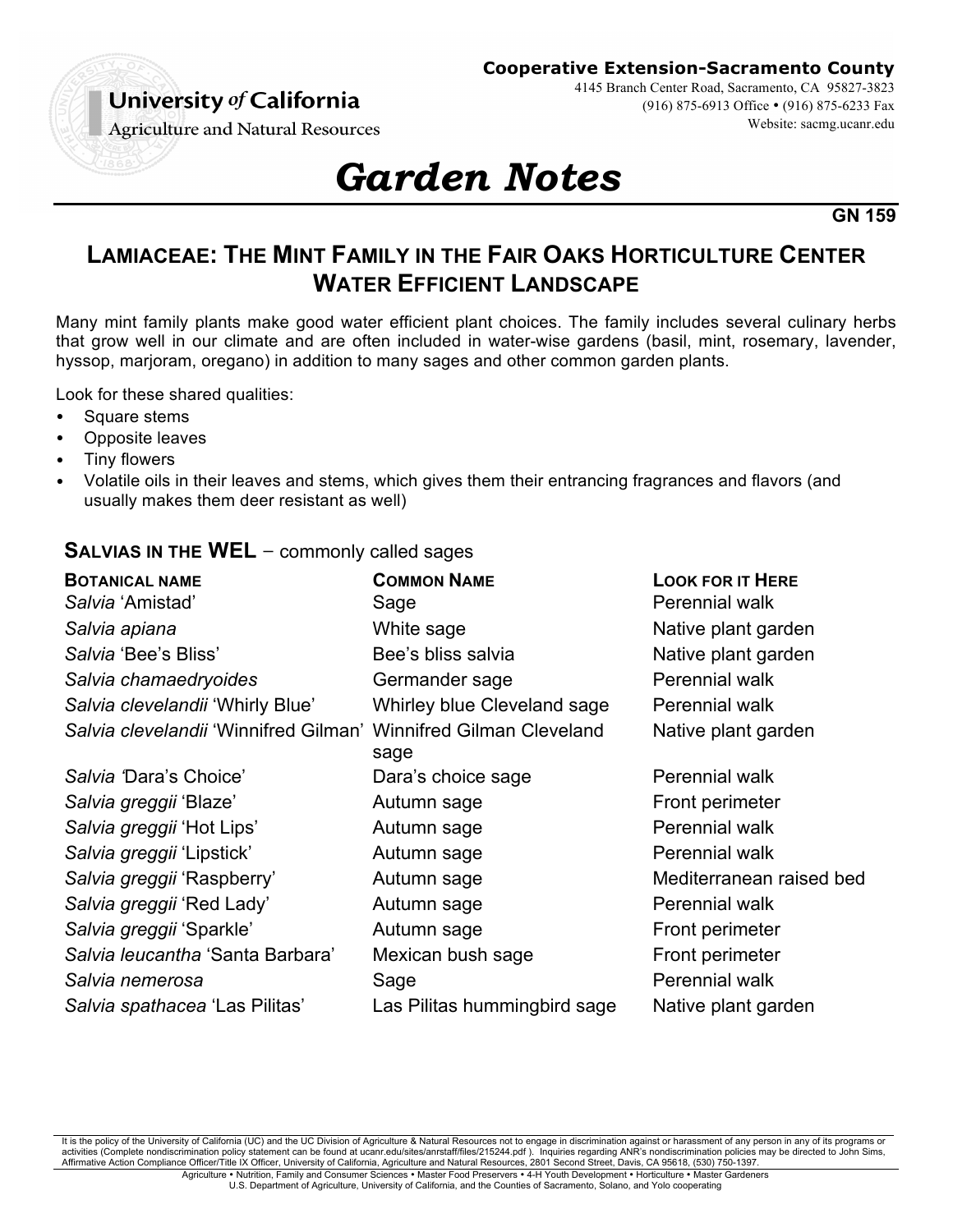**University *of* California**
Agriculture and Natural Resources

**Cooperative Extension-Sacramento County**
4145 Branch Center Road, Sacramento, CA 95827-3823
(916) 875-6913 Office • (916) 875-6233 Fax
Website: sacmg.ucanr.edu

# *Garden Notes*

**GN 159**

## LAMIACEAE: THE MINT FAMILY IN THE FAIR OAKS HORTICULTURE CENTER WATER EFFICIENT LANDSCAPE

Many mint family plants make good water efficient plant choices. The family includes several culinary herbs that grow well in our climate and are often included in water-wise gardens (basil, mint, rosemary, lavender, hyssop, marjoram, oregano) in addition to many sages and other common garden plants.

Look for these shared qualities:

- Square stems
- Opposite leaves
- Tiny flowers
- Volatile oils in their leaves and stems, which gives them their entrancing fragrances and flavors (and usually makes them deer resistant as well)

### SALVIAS IN THE WEL – commonly called sages

| BOTANICAL NAME | COMMON NAME | LOOK FOR IT HERE |
|---|---|---|
| *Salvia* 'Amistad' | Sage | Perennial walk |
| *Salvia apiana* | White sage | Native plant garden |
| *Salvia* 'Bee's Bliss' | Bee's bliss salvia | Native plant garden |
| *Salvia chamaedryoides* | Germander sage | Perennial walk |
| *Salvia clevelandii* 'Whirly Blue' | Whirley blue Cleveland sage | Perennial walk |
| *Salvia clevelandii* 'Winnifred Gilman' | Winnifred Gilman Cleveland sage | Native plant garden |
| *Salvia* 'Dara's Choice' | Dara's choice sage | Perennial walk |
| *Salvia greggii* 'Blaze' | Autumn sage | Front perimeter |
| *Salvia greggii* 'Hot Lips' | Autumn sage | Perennial walk |
| *Salvia greggii* 'Lipstick' | Autumn sage | Perennial walk |
| *Salvia greggii* 'Raspberry' | Autumn sage | Mediterranean raised bed |
| *Salvia greggii* 'Red Lady' | Autumn sage | Perennial walk |
| *Salvia greggii* 'Sparkle' | Autumn sage | Front perimeter |
| *Salvia leucantha* 'Santa Barbara' | Mexican bush sage | Front perimeter |
| *Salvia nemerosa* | Sage | Perennial walk |
| *Salvia spathacea* 'Las Pilitas' | Las Pilitas hummingbird sage | Native plant garden |

It is the policy of the University of California (UC) and the UC Division of Agriculture & Natural Resources not to engage in discrimination against or harassment of any person in any of its programs or activities (Complete nondiscrimination policy statement can be found at ucanr.edu/sites/anrstaff/files/215244.pdf ). Inquiries regarding ANR's nondiscrimination policies may be directed to John Sims, Affirmative Action Compliance Officer/Title IX Officer, University of California, Agriculture and Natural Resources, 2801 Second Street, Davis, CA 95618, (530) 750-1397.

Agriculture • Nutrition, Family and Consumer Sciences • Master Food Preservers • 4-H Youth Development • Horticulture • Master Gardeners
U.S. Department of Agriculture, University of California, and the Counties of Sacramento, Solano, and Yolo cooperating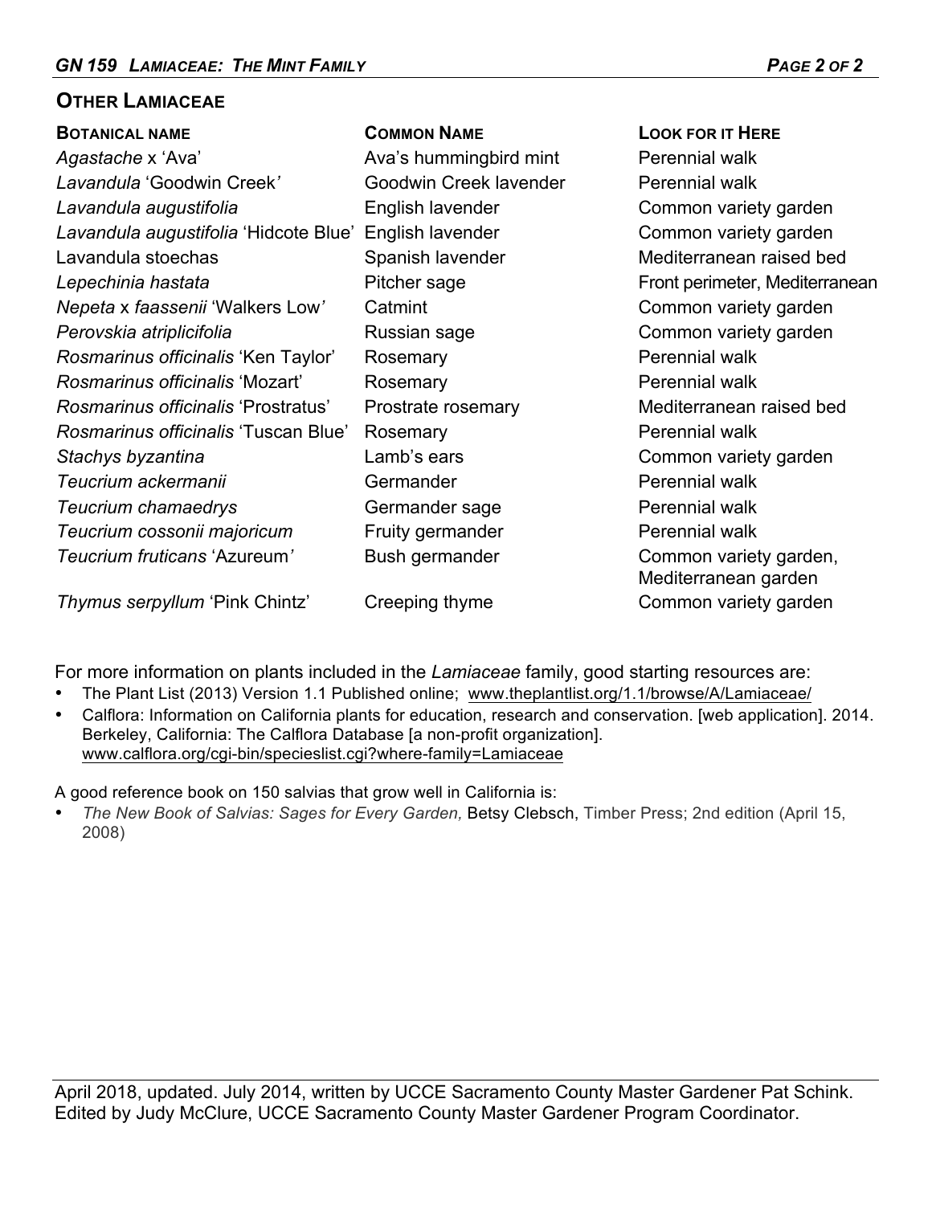## OTHER LAMIACEAE

| BOTANICAL NAME | COMMON NAME | LOOK FOR IT HERE |
|---|---|---|
| *Agastache* x 'Ava' | Ava's hummingbird mint | Perennial walk |
| *Lavandula* 'Goodwin Creek' | Goodwin Creek lavender | Perennial walk |
| *Lavandula augustifolia* | English lavender | Common variety garden |
| *Lavandula augustifolia* 'Hidcote Blue' | English lavender | Common variety garden |
| Lavandula stoechas | Spanish lavender | Mediterranean raised bed |
| *Lepechinia hastata* | Pitcher sage | Front perimeter, Mediterranean |
| *Nepeta* x *faassenii* 'Walkers Low' | Catmint | Common variety garden |
| *Perovskia atriplicifolia* | Russian sage | Common variety garden |
| *Rosmarinus officinalis* 'Ken Taylor' | Rosemary | Perennial walk |
| *Rosmarinus officinalis* 'Mozart' | Rosemary | Perennial walk |
| *Rosmarinus officinalis* 'Prostratus' | Prostrate rosemary | Mediterranean raised bed |
| *Rosmarinus officinalis* 'Tuscan Blue' | Rosemary | Perennial walk |
| *Stachys byzantina* | Lamb's ears | Common variety garden |
| *Teucrium ackermanii* | Germander | Perennial walk |
| *Teucrium chamaedrys* | Germander sage | Perennial walk |
| *Teucrium cossonii majoricum* | Fruity germander | Perennial walk |
| *Teucrium fruticans* 'Azureum' | Bush germander | Common variety garden, Mediterranean garden |
| *Thymus serpyllum* 'Pink Chintz' | Creeping thyme | Common variety garden |

For more information on plants included in the *Lamiaceae* family, good starting resources are:

- The Plant List (2013) Version 1.1 Published online; www.theplantlist.org/1.1/browse/A/Lamiaceae/
- Calflora: Information on California plants for education, research and conservation. [web application]. 2014. Berkeley, California: The Calflora Database [a non-profit organization]. www.calflora.org/cgi-bin/specieslist.cgi?where-family=Lamiaceae

A good reference book on 150 salvias that grow well in California is:

- *The New Book of Salvias: Sages for Every Garden,* Betsy Clebsch, Timber Press; 2nd edition (April 15, 2008)

April 2018, updated. July 2014, written by UCCE Sacramento County Master Gardener Pat Schink. Edited by Judy McClure, UCCE Sacramento County Master Gardener Program Coordinator.